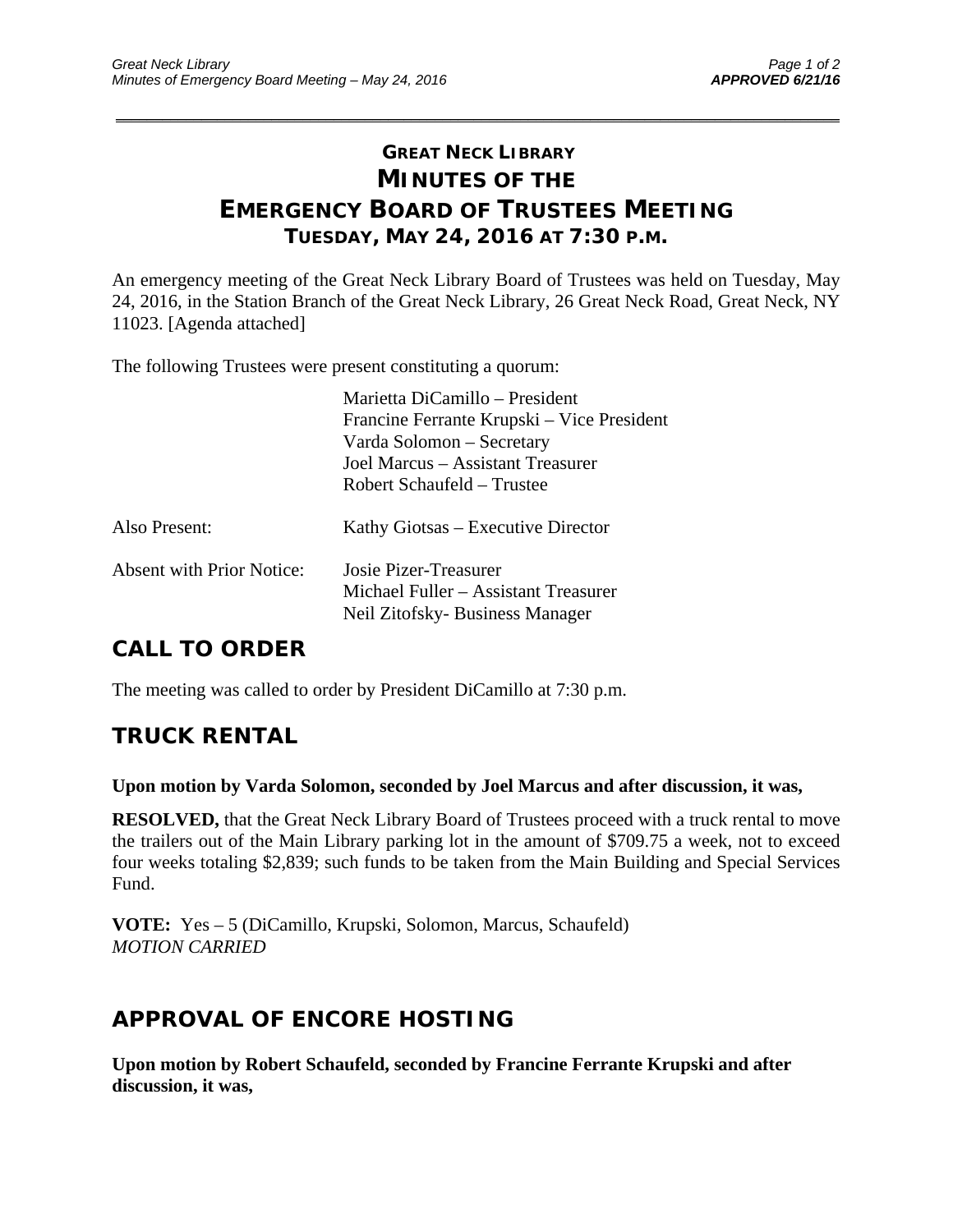# GREAT NECK LIBRARY
# MINUTES OF THE
# EMERGENCY BOARD OF TRUSTEES MEETING
## TUESDAY, MAY 24, 2016 AT 7:30 P.M.

An emergency meeting of the Great Neck Library Board of Trustees was held on Tuesday, May 24, 2016, in the Station Branch of the Great Neck Library, 26 Great Neck Road, Great Neck, NY 11023. [Agenda attached]

The following Trustees were present constituting a quorum:

| | |
|---|---|
| | Marietta DiCamillo – President<br>Francine Ferrante Krupski – Vice President<br>Varda Solomon – Secretary<br>Joel Marcus – Assistant Treasurer<br>Robert Schaufeld – Trustee |
| Also Present: | Kathy Giotsas – Executive Director |
| Absent with Prior Notice: | Josie Pizer-Treasurer<br>Michael Fuller – Assistant Treasurer<br>Neil Zitofsky- Business Manager |

## CALL TO ORDER

The meeting was called to order by President DiCamillo at 7:30 p.m.

## TRUCK RENTAL

**Upon motion by Varda Solomon, seconded by Joel Marcus and after discussion, it was,**

**RESOLVED,** that the Great Neck Library Board of Trustees proceed with a truck rental to move the trailers out of the Main Library parking lot in the amount of $709.75 a week, not to exceed four weeks totaling $2,839; such funds to be taken from the Main Building and Special Services Fund.

**VOTE:** Yes – 5 (DiCamillo, Krupski, Solomon, Marcus, Schaufeld)
*MOTION CARRIED*

## APPROVAL OF ENCORE HOSTING

**Upon motion by Robert Schaufeld, seconded by Francine Ferrante Krupski and after discussion, it was,**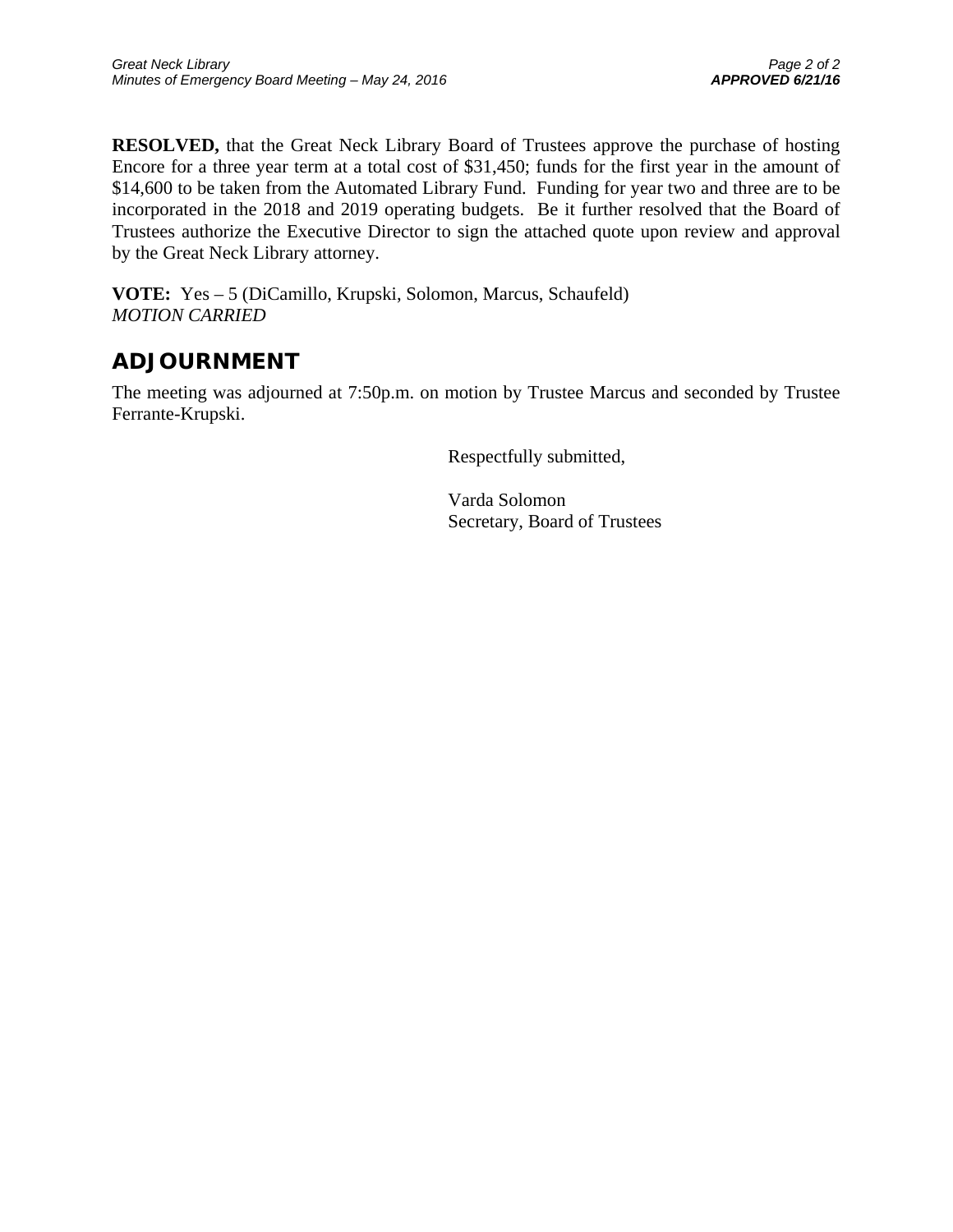**RESOLVED,** that the Great Neck Library Board of Trustees approve the purchase of hosting Encore for a three year term at a total cost of $31,450; funds for the first year in the amount of $14,600 to be taken from the Automated Library Fund. Funding for year two and three are to be incorporated in the 2018 and 2019 operating budgets. Be it further resolved that the Board of Trustees authorize the Executive Director to sign the attached quote upon review and approval by the Great Neck Library attorney.

**VOTE:** Yes – 5 (DiCamillo, Krupski, Solomon, Marcus, Schaufeld)
*MOTION CARRIED*

## ADJOURNMENT

The meeting was adjourned at 7:50p.m. on motion by Trustee Marcus and seconded by Trustee Ferrante-Krupski.

Respectfully submitted,

Varda Solomon
Secretary, Board of Trustees